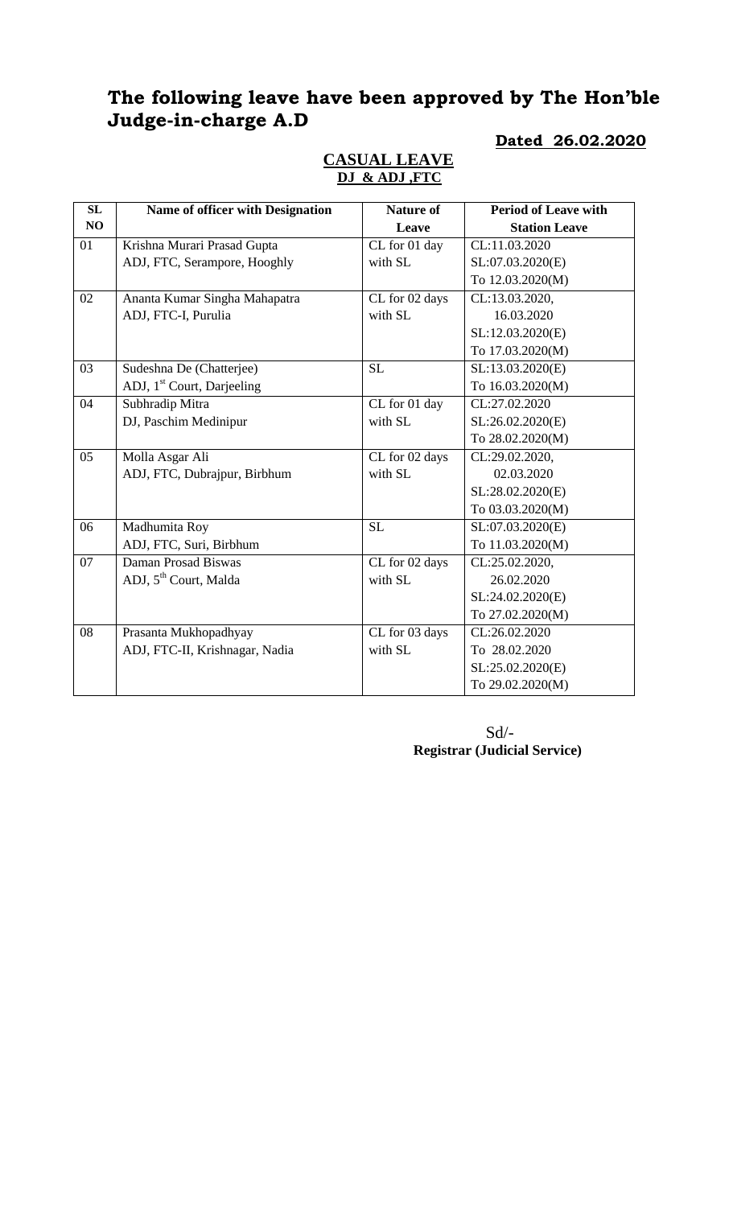# The following leave have been approved by The Hon'ble Judge-in-charge A.D

**Dated 26.02.2020**

**CASUAL LEAVE**
**DJ & ADJ ,FTC**

| SL NO | Name of officer with Designation | Nature of Leave | Period of Leave with Station Leave |
|---|---|---|---|
| 01 | Krishna Murari Prasad Gupta<br>ADJ, FTC, Serampore, Hooghly | CL for 01 day with SL | CL:11.03.2020<br>SL:07.03.2020(E)<br>To 12.03.2020(M) |
| 02 | Ananta Kumar Singha Mahapatra<br>ADJ, FTC-I, Purulia | CL for 02 days with SL | CL:13.03.2020,<br>16.03.2020<br>SL:12.03.2020(E)<br>To 17.03.2020(M) |
| 03 | Sudeshna De (Chatterjee)<br>ADJ, 1st Court, Darjeeling | SL | SL:13.03.2020(E)<br>To 16.03.2020(M) |
| 04 | Subhradip Mitra<br>DJ, Paschim Medinipur | CL for 01 day with SL | CL:27.02.2020<br>SL:26.02.2020(E)<br>To 28.02.2020(M) |
| 05 | Molla Asgar Ali<br>ADJ, FTC, Dubrajpur, Birbhum | CL for 02 days with SL | CL:29.02.2020,<br>02.03.2020<br>SL:28.02.2020(E)<br>To 03.03.2020(M) |
| 06 | Madhumita Roy<br>ADJ, FTC, Suri, Birbhum | SL | SL:07.03.2020(E)<br>To 11.03.2020(M) |
| 07 | Daman Prosad Biswas<br>ADJ, 5th Court, Malda | CL for 02 days with SL | CL:25.02.2020,<br>26.02.2020<br>SL:24.02.2020(E)<br>To 27.02.2020(M) |
| 08 | Prasanta Mukhopadhyay<br>ADJ, FTC-II, Krishnagar, Nadia | CL for 03 days with SL | CL:26.02.2020<br>To 28.02.2020<br>SL:25.02.2020(E)<br>To 29.02.2020(M) |

Sd/-
**Registrar (Judicial Service)**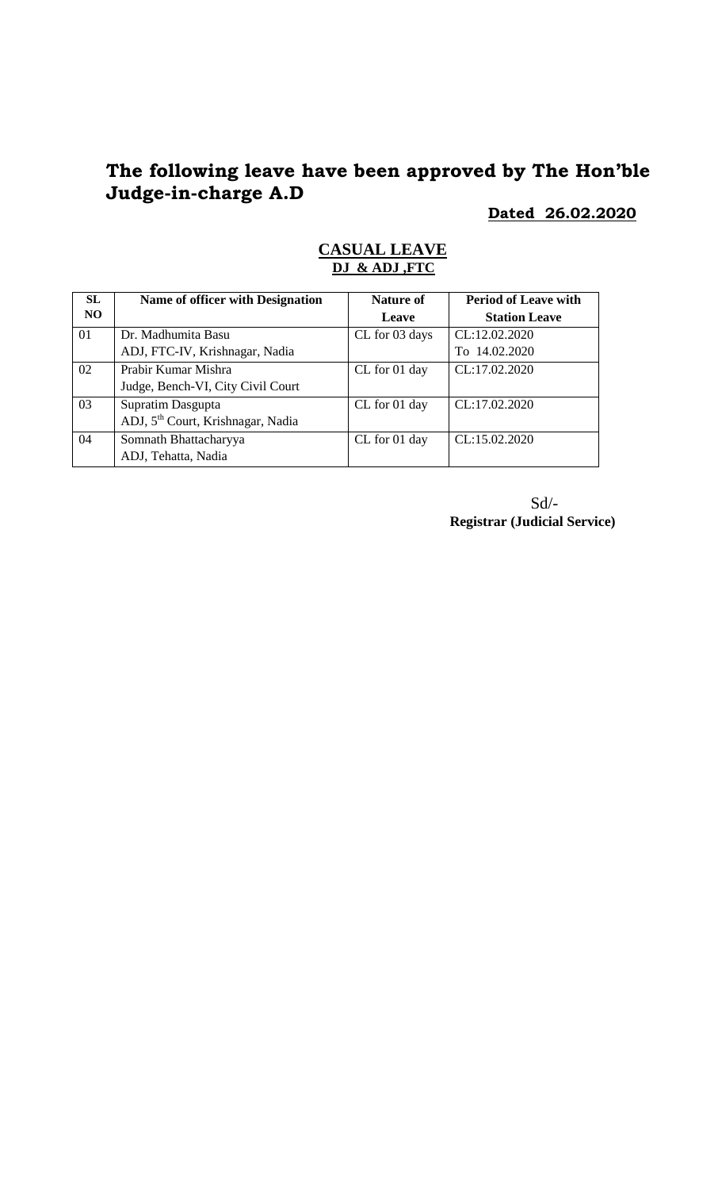# The following leave have been approved by The Hon'ble Judge-in-charge A.D

**Dated 26.02.2020**

## CASUAL LEAVE
### DJ & ADJ ,FTC

| SL NO | Name of officer with Designation | Nature of Leave | Period of Leave with Station Leave |
|---|---|---|---|
| 01 | Dr. Madhumita Basu<br>ADJ, FTC-IV, Krishnagar, Nadia | CL for 03 days | CL:12.02.2020<br>To 14.02.2020 |
| 02 | Prabir Kumar Mishra<br>Judge, Bench-VI, City Civil Court | CL for 01 day | CL:17.02.2020 |
| 03 | Supratim Dasgupta<br>ADJ, 5th Court, Krishnagar, Nadia | CL for 01 day | CL:17.02.2020 |
| 04 | Somnath Bhattacharyya<br>ADJ, Tehatta, Nadia | CL for 01 day | CL:15.02.2020 |

Sd/-
**Registrar (Judicial Service)**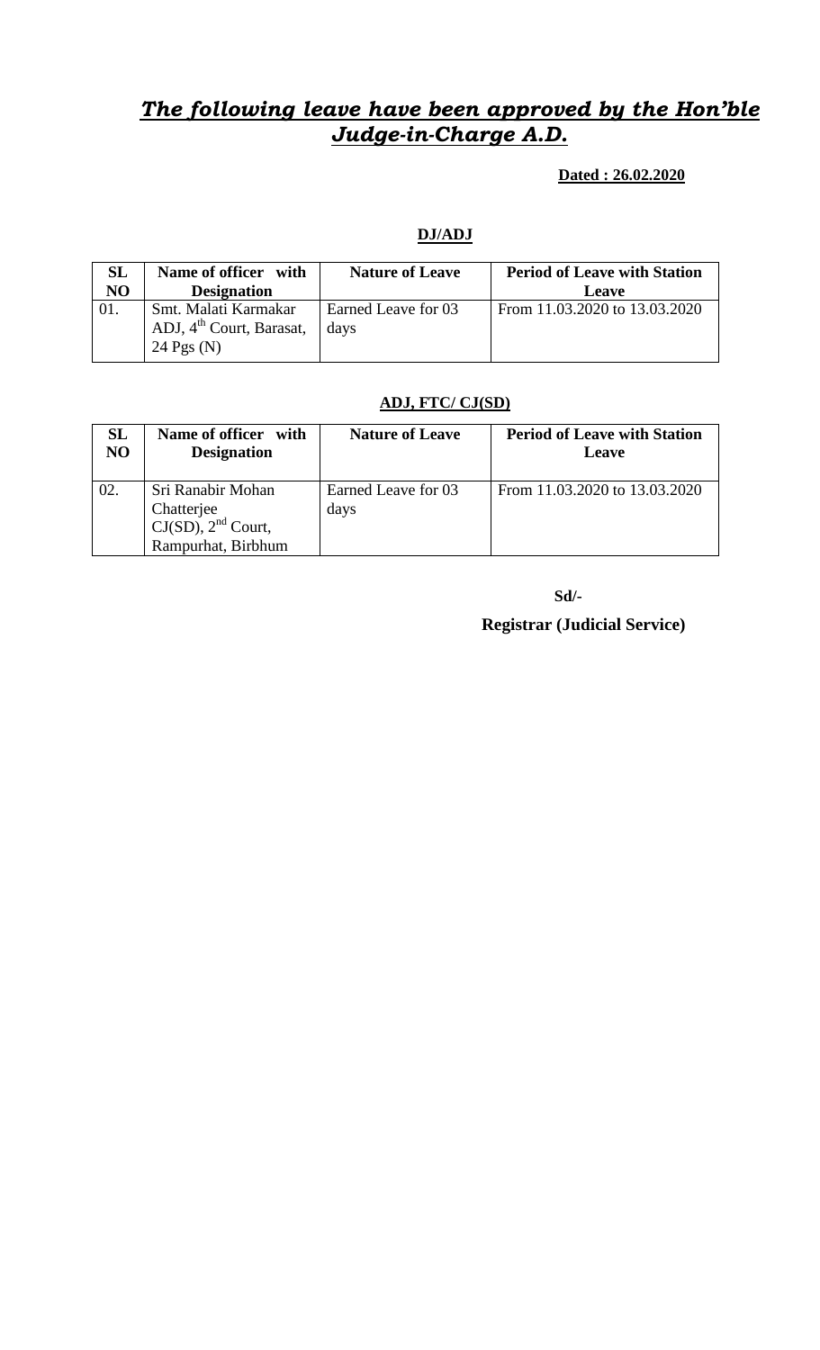# ***The following leave have been approved by the Hon'ble Judge-in-Charge A.D.***

**Dated : 26.02.2020**

**DJ/ADJ**

| SL NO | Name of officer with Designation | Nature of Leave | Period of Leave with Station Leave |
|---|---|---|---|
| 01. | Smt. Malati Karmakar ADJ, 4th Court, Barasat, 24 Pgs (N) | Earned Leave for 03 days | From 11.03.2020 to 13.03.2020 |

**ADJ, FTC/ CJ(SD)**

| SL NO | Name of officer with Designation | Nature of Leave | Period of Leave with Station Leave |
|---|---|---|---|
| 02. | Sri Ranabir Mohan Chatterjee CJ(SD), 2nd Court, Rampurhat, Birbhum | Earned Leave for 03 days | From 11.03.2020 to 13.03.2020 |

**Sd/-**

**Registrar (Judicial Service)**